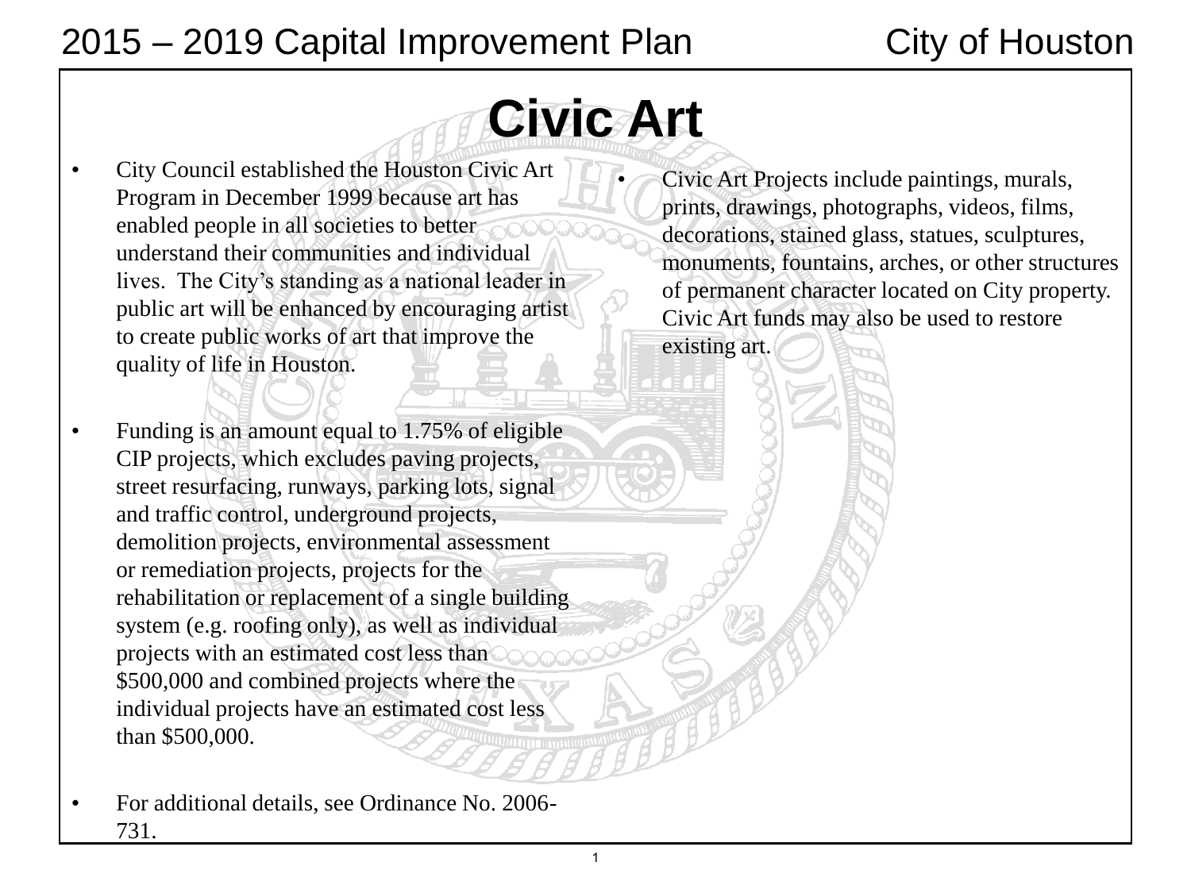# Civic Art

- City Council established the Houston Civic Art Program in December 1999 because art has enabled people in all societies to better understand their communities and individual lives. The City's standing as a national leader in public art will be enhanced by encouraging artist to create public works of art that improve the quality of life in Houston.

- Funding is an amount equal to 1.75% of eligible CIP projects, which excludes paving projects, street resurfacing, runways, parking lots, signal and traffic control, underground projects, demolition projects, environmental assessment or remediation projects, projects for the rehabilitation or replacement of a single building system (e.g. roofing only), as well as individual projects with an estimated cost less than $500,000 and combined projects where the individual projects have an estimated cost less than $500,000.

- For additional details, see Ordinance No. 2006-731.

- Civic Art Projects include paintings, murals, prints, drawings, photographs, videos, films, decorations, stained glass, statues, sculptures, monuments, fountains, arches, or other structures of permanent character located on City property. Civic Art funds may also be used to restore existing art.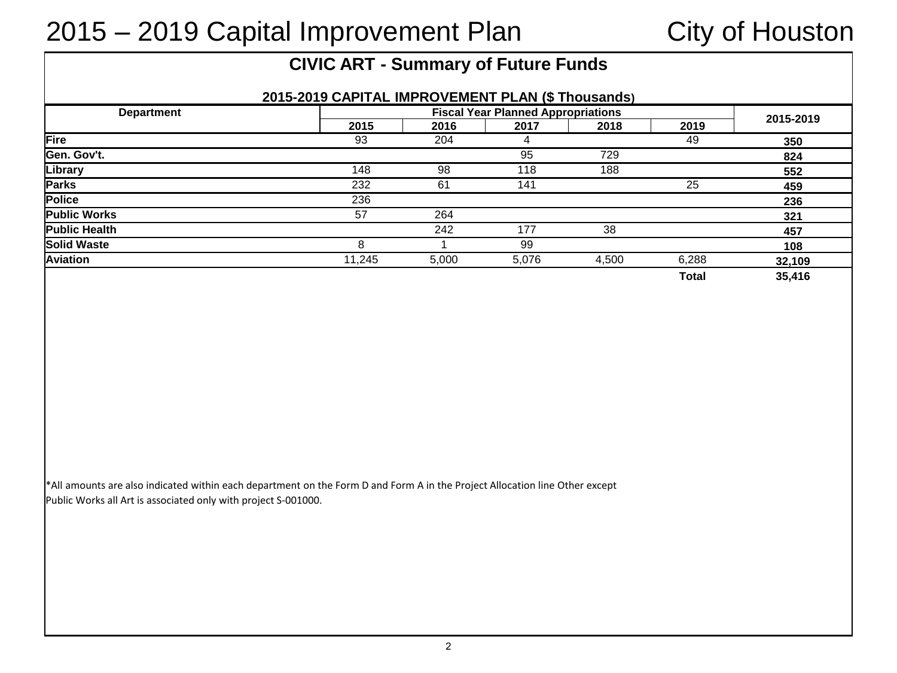# 2015 – 2019 Capital Improvement Plan City of Houston

## CIVIC ART - Summary of Future Funds

### 2015-2019 CAPITAL IMPROVEMENT PLAN ($ Thousands)

| Department | Fiscal Year Planned Appropriations | | | | | 2015-2019 |
|---|---|---|---|---|---|---|
| | 2015 | 2016 | 2017 | 2018 | 2019 | |
| **Fire** | 93 | 204 | 4 | | 49 | **350** |
| **Gen. Gov't.** | | | 95 | 729 | | **824** |
| **Library** | 148 | 98 | 118 | 188 | | **552** |
| **Parks** | 232 | 61 | 141 | | 25 | **459** |
| **Police** | 236 | | | | | **236** |
| **Public Works** | 57 | 264 | | | | **321** |
| **Public Health** | | 242 | 177 | 38 | | **457** |
| **Solid Waste** | 8 | 1 | 99 | | | **108** |
| **Aviation** | 11,245 | 5,000 | 5,076 | 4,500 | 6,288 | **32,109** |
| | | | | | **Total** | **35,416** |

*All amounts are also indicated within each department on the Form D and Form A in the Project Allocation line Other except Public Works all Art is associated only with project S-001000.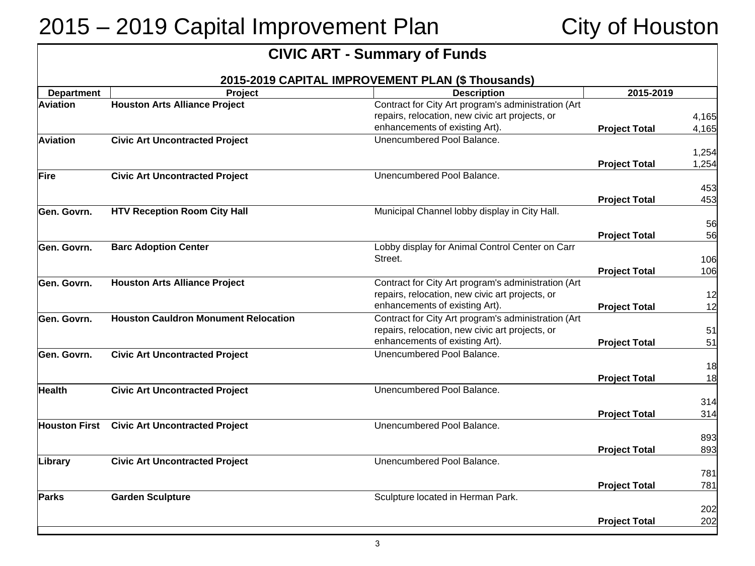# 2015 – 2019 Capital Improvement Plan — City of Houston

## CIVIC ART - Summary of Funds

### 2015-2019 CAPITAL IMPROVEMENT PLAN ($ Thousands)

| Department | Project | Description | | 2015-2019 |
|---|---|---|---|---|
| **Aviation** | **Houston Arts Alliance Project** | Contract for City Art program's administration (Art repairs, relocation, new civic art projects, or enhancements of existing Art). | | 4,165 |
| | | | **Project Total** | 4,165 |
| **Aviation** | **Civic Art Uncontracted Project** | Unencumbered Pool Balance. | | 1,254 |
| | | | **Project Total** | 1,254 |
| **Fire** | **Civic Art Uncontracted Project** | Unencumbered Pool Balance. | | 453 |
| | | | **Project Total** | 453 |
| **Gen. Govrn.** | **HTV Reception Room City Hall** | Municipal Channel lobby display in City Hall. | | 56 |
| | | | **Project Total** | 56 |
| **Gen. Govrn.** | **Barc Adoption Center** | Lobby display for Animal Control Center on Carr Street. | | 106 |
| | | | **Project Total** | 106 |
| **Gen. Govrn.** | **Houston Arts Alliance Project** | Contract for City Art program's administration (Art repairs, relocation, new civic art projects, or enhancements of existing Art). | | 12 |
| | | | **Project Total** | 12 |
| **Gen. Govrn.** | **Houston Cauldron Monument Relocation** | Contract for City Art program's administration (Art repairs, relocation, new civic art projects, or enhancements of existing Art). | | 51 |
| | | | **Project Total** | 51 |
| **Gen. Govrn.** | **Civic Art Uncontracted Project** | Unencumbered Pool Balance. | | 18 |
| | | | **Project Total** | 18 |
| **Health** | **Civic Art Uncontracted Project** | Unencumbered Pool Balance. | | 314 |
| | | | **Project Total** | 314 |
| **Houston First** | **Civic Art Uncontracted Project** | Unencumbered Pool Balance. | | 893 |
| | | | **Project Total** | 893 |
| **Library** | **Civic Art Uncontracted Project** | Unencumbered Pool Balance. | | 781 |
| | | | **Project Total** | 781 |
| **Parks** | **Garden Sculpture** | Sculpture located in Herman Park. | | 202 |
| | | | **Project Total** | 202 |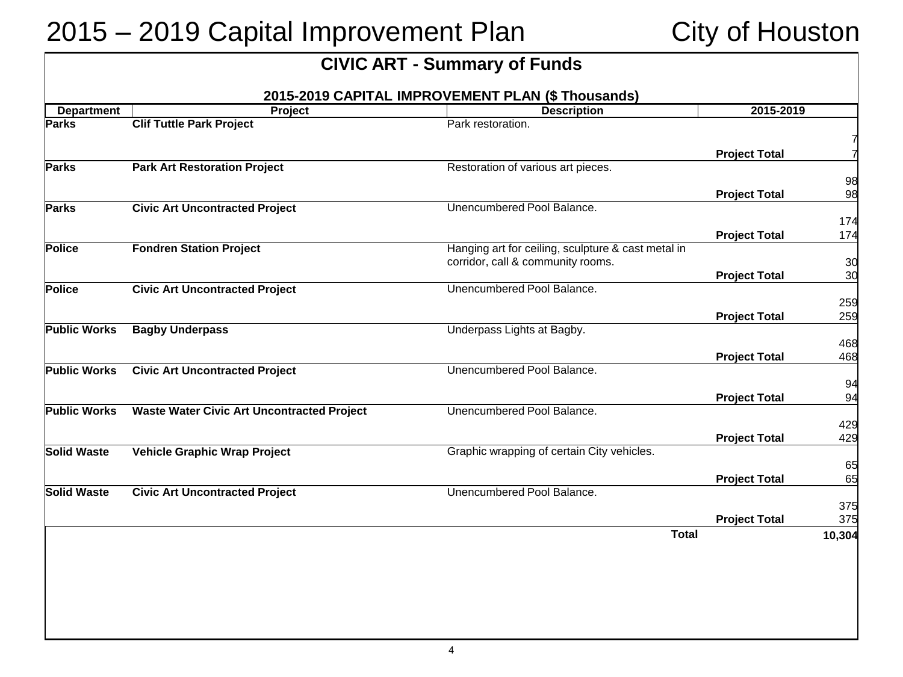# 2015 – 2019 Capital Improvement Plan — City of Houston

## CIVIC ART - Summary of Funds

### 2015-2019 CAPITAL IMPROVEMENT PLAN ($ Thousands)

| Department | Project | Description | | 2015-2019 |
|---|---|---|---|---|
| **Parks** | **Clif Tuttle Park Project** | Park restoration. | | 7 |
| | | | **Project Total** | 7 |
| **Parks** | **Park Art Restoration Project** | Restoration of various art pieces. | | 98 |
| | | | **Project Total** | 98 |
| **Parks** | **Civic Art Uncontracted Project** | Unencumbered Pool Balance. | | 174 |
| | | | **Project Total** | 174 |
| **Police** | **Fondren Station Project** | Hanging art for ceiling, sculpture & cast metal in corridor, call & community rooms. | | 30 |
| | | | **Project Total** | 30 |
| **Police** | **Civic Art Uncontracted Project** | Unencumbered Pool Balance. | | 259 |
| | | | **Project Total** | 259 |
| **Public Works** | **Bagby Underpass** | Underpass Lights at Bagby. | | 468 |
| | | | **Project Total** | 468 |
| **Public Works** | **Civic Art Uncontracted Project** | Unencumbered Pool Balance. | | 94 |
| | | | **Project Total** | 94 |
| **Public Works** | **Waste Water Civic Art Uncontracted Project** | Unencumbered Pool Balance. | | 429 |
| | | | **Project Total** | 429 |
| **Solid Waste** | **Vehicle Graphic Wrap Project** | Graphic wrapping of certain City vehicles. | | 65 |
| | | | **Project Total** | 65 |
| **Solid Waste** | **Civic Art Uncontracted Project** | Unencumbered Pool Balance. | | 375 |
| | | | **Project Total** | 375 |
| | | **Total** | | **10,304** |